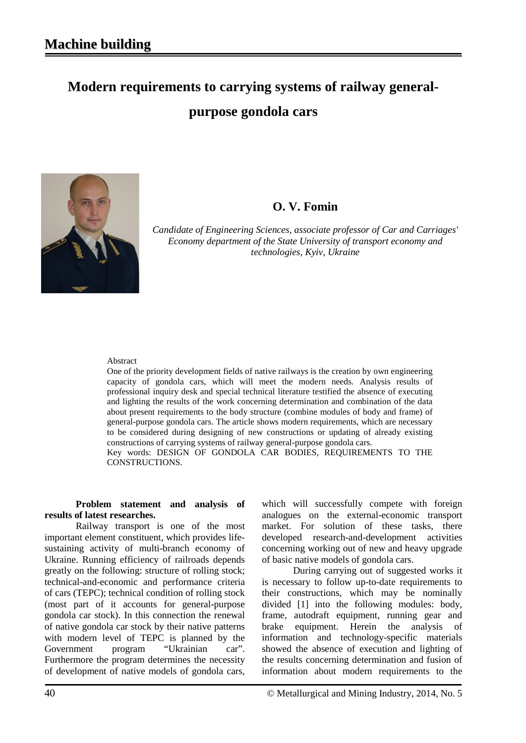# Machine building

## Modern requirements to carrying systems of railway general-purpose gondola cars

**O. V. Fomin**

*Candidate of Engineering Sciences, associate professor of Car and Carriages' Economy department of the State University of transport economy and technologies, Kyiv, Ukraine*

Abstract

One of the priority development fields of native railways is the creation by own engineering capacity of gondola cars, which will meet the modern needs. Analysis results of professional inquiry desk and special technical literature testified the absence of executing and lighting the results of the work concerning determination and combination of the data about present requirements to the body structure (combine modules of body and frame) of general-purpose gondola cars. The article shows modern requirements, which are necessary to be considered during designing of new constructions or updating of already existing constructions of carrying systems of railway general-purpose gondola cars.

Key words: DESIGN OF GONDOLA CAR BODIES, REQUIREMENTS TO THE CONSTRUCTIONS.

**Problem statement and analysis of results of latest researches.**

Railway transport is one of the most important element constituent, which provides life-sustaining activity of multi-branch economy of Ukraine. Running efficiency of railroads depends greatly on the following: structure of rolling stock; technical-and-economic and performance criteria of cars (TEPC); technical condition of rolling stock (most part of it accounts for general-purpose gondola car stock). In this connection the renewal of native gondola car stock by their native patterns with modern level of TEPC is planned by the Government program "Ukrainian car". Furthermore the program determines the necessity of development of native models of gondola cars, which will successfully compete with foreign analogues on the external-economic transport market. For solution of these tasks, there developed research-and-development activities concerning working out of new and heavy upgrade of basic native models of gondola cars.

During carrying out of suggested works it is necessary to follow up-to-date requirements to their constructions, which may be nominally divided [1] into the following modules: body, frame, autodraft equipment, running gear and brake equipment. Herein the analysis of information and technology-specific materials showed the absence of execution and lighting of the results concerning determination and fusion of information about modern requirements to the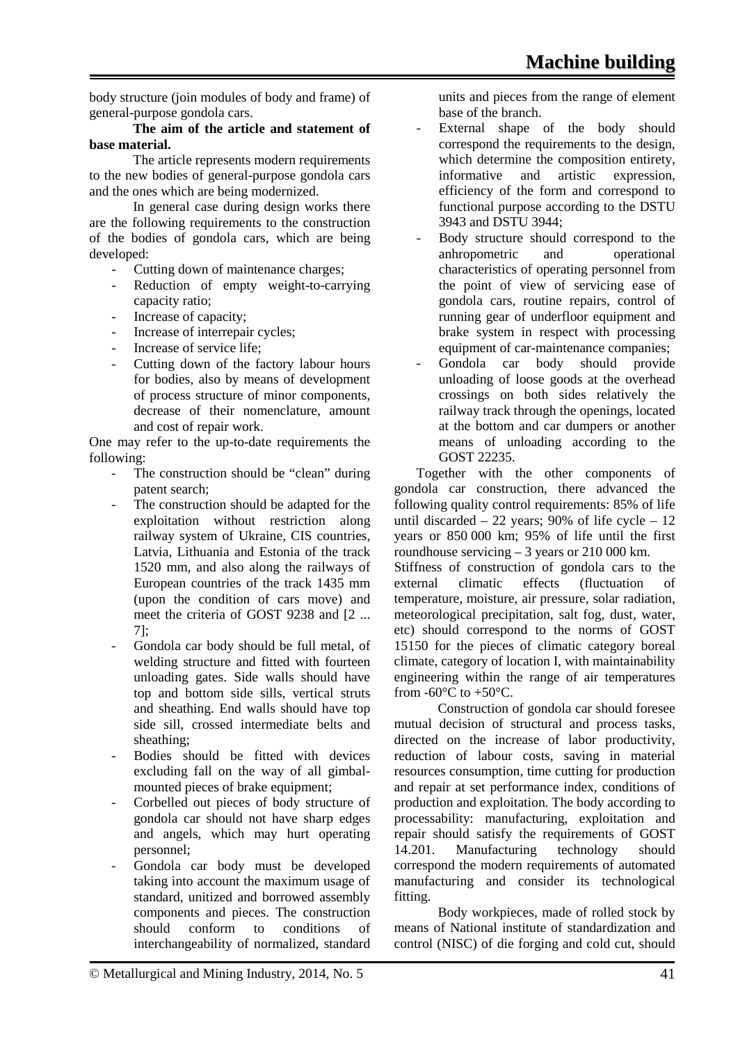body structure (join modules of body and frame) of general-purpose gondola cars.

**The aim of the article and statement of base material.**

The article represents modern requirements to the new bodies of general-purpose gondola cars and the ones which are being modernized.

In general case during design works there are the following requirements to the construction of the bodies of gondola cars, which are being developed:

- Cutting down of maintenance charges;
- Reduction of empty weight-to-carrying capacity ratio;
- Increase of capacity;
- Increase of interrepair cycles;
- Increase of service life;
- Cutting down of the factory labour hours for bodies, also by means of development of process structure of minor components, decrease of their nomenclature, amount and cost of repair work.

One may refer to the up-to-date requirements the following:

- The construction should be "clean" during patent search;
- The construction should be adapted for the exploitation without restriction along railway system of Ukraine, CIS countries, Latvia, Lithuania and Estonia of the track 1520 mm, and also along the railways of European countries of the track 1435 mm (upon the condition of cars move) and meet the criteria of GOST 9238 and [2 ... 7];
- Gondola car body should be full metal, of welding structure and fitted with fourteen unloading gates. Side walls should have top and bottom side sills, vertical struts and sheathing. End walls should have top side sill, crossed intermediate belts and sheathing;
- Bodies should be fitted with devices excluding fall on the way of all gimbal-mounted pieces of brake equipment;
- Corbelled out pieces of body structure of gondola car should not have sharp edges and angels, which may hurt operating personnel;
- Gondola car body must be developed taking into account the maximum usage of standard, unitized and borrowed assembly components and pieces. The construction should conform to conditions of interchangeability of normalized, standard units and pieces from the range of element base of the branch.
- External shape of the body should correspond the requirements to the design, which determine the composition entirety, informative and artistic expression, efficiency of the form and correspond to functional purpose according to the DSTU 3943 and DSTU 3944;
- Body structure should correspond to the anhropometric and operational characteristics of operating personnel from the point of view of servicing ease of gondola cars, routine repairs, control of running gear of underfloor equipment and brake system in respect with processing equipment of car-maintenance companies;
- Gondola car body should provide unloading of loose goods at the overhead crossings on both sides relatively the railway track through the openings, located at the bottom and car dumpers or another means of unloading according to the GOST 22235.

Together with the other components of gondola car construction, there advanced the following quality control requirements: 85% of life until discarded – 22 years; 90% of life cycle – 12 years or 850 000 km; 95% of life until the first roundhouse servicing – 3 years or 210 000 km.

Stiffness of construction of gondola cars to the external climatic effects (fluctuation of temperature, moisture, air pressure, solar radiation, meteorological precipitation, salt fog, dust, water, etc) should correspond to the norms of GOST 15150 for the pieces of climatic category boreal climate, category of location I, with maintainability engineering within the range of air temperatures from -60°C to +50°C.

Construction of gondola car should foresee mutual decision of structural and process tasks, directed on the increase of labor productivity, reduction of labour costs, saving in material resources consumption, time cutting for production and repair at set performance index, conditions of production and exploitation. The body according to processability: manufacturing, exploitation and repair should satisfy the requirements of GOST 14.201. Manufacturing technology should correspond the modern requirements of automated manufacturing and consider its technological fitting.

Body workpieces, made of rolled stock by means of National institute of standardization and control (NISC) of die forging and cold cut, should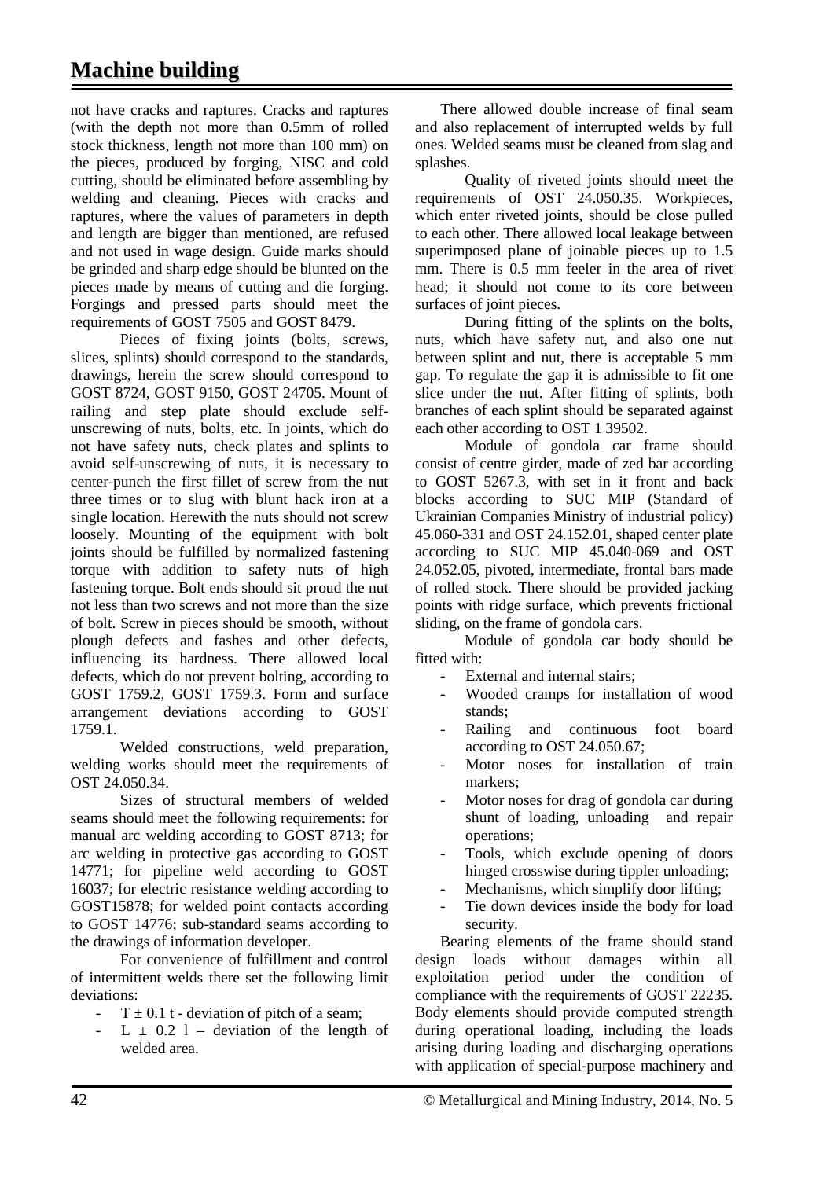not have cracks and raptures. Cracks and raptures (with the depth not more than 0.5mm of rolled stock thickness, length not more than 100 mm) on the pieces, produced by forging, NISC and cold cutting, should be eliminated before assembling by welding and cleaning. Pieces with cracks and raptures, where the values of parameters in depth and length are bigger than mentioned, are refused and not used in wage design. Guide marks should be grinded and sharp edge should be blunted on the pieces made by means of cutting and die forging. Forgings and pressed parts should meet the requirements of GOST 7505 and GOST 8479.

Pieces of fixing joints (bolts, screws, slices, splints) should correspond to the standards, drawings, herein the screw should correspond to GOST 8724, GOST 9150, GOST 24705. Mount of railing and step plate should exclude self-unscrewing of nuts, bolts, etc. In joints, which do not have safety nuts, check plates and splints to avoid self-unscrewing of nuts, it is necessary to center-punch the first fillet of screw from the nut three times or to slug with blunt hack iron at a single location. Herewith the nuts should not screw loosely. Mounting of the equipment with bolt joints should be fulfilled by normalized fastening torque with addition to safety nuts of high fastening torque. Bolt ends should sit proud the nut not less than two screws and not more than the size of bolt. Screw in pieces should be smooth, without plough defects and fashes and other defects, influencing its hardness. There allowed local defects, which do not prevent bolting, according to GOST 1759.2, GOST 1759.3. Form and surface arrangement deviations according to GOST 1759.1.

Welded constructions, weld preparation, welding works should meet the requirements of OST 24.050.34.

Sizes of structural members of welded seams should meet the following requirements: for manual arc welding according to GOST 8713; for arc welding in protective gas according to GOST 14771; for pipeline weld according to GOST 16037; for electric resistance welding according to GOST15878; for welded point contacts according to GOST 14776; sub-standard seams according to the drawings of information developer.

For convenience of fulfillment and control of intermittent welds there set the following limit deviations:

- $T \pm 0.1$ t - deviation of pitch of a seam;
- $L \pm 0.2$ l – deviation of the length of welded area.

There allowed double increase of final seam and also replacement of interrupted welds by full ones. Welded seams must be cleaned from slag and splashes.

Quality of riveted joints should meet the requirements of OST 24.050.35. Workpieces, which enter riveted joints, should be close pulled to each other. There allowed local leakage between superimposed plane of joinable pieces up to 1.5 mm. There is 0.5 mm feeler in the area of rivet head; it should not come to its core between surfaces of joint pieces.

During fitting of the splints on the bolts, nuts, which have safety nut, and also one nut between splint and nut, there is acceptable 5 mm gap. To regulate the gap it is admissible to fit one slice under the nut. After fitting of splints, both branches of each splint should be separated against each other according to OST 1 39502.

Module of gondola car frame should consist of centre girder, made of zed bar according to GOST 5267.3, with set in it front and back blocks according to SUC MIP (Standard of Ukrainian Companies Ministry of industrial policy) 45.060-331 and OST 24.152.01, shaped center plate according to SUC MIP 45.040-069 and OST 24.052.05, pivoted, intermediate, frontal bars made of rolled stock. There should be provided jacking points with ridge surface, which prevents frictional sliding, on the frame of gondola cars.

Module of gondola car body should be fitted with:

- External and internal stairs;
- Wooded cramps for installation of wood stands;
- Railing and continuous foot board according to OST 24.050.67;
- Motor noses for installation of train markers;
- Motor noses for drag of gondola car during shunt of loading, unloading and repair operations;
- Tools, which exclude opening of doors hinged crosswise during tippler unloading;
- Mechanisms, which simplify door lifting;
- Tie down devices inside the body for load security.

Bearing elements of the frame should stand design loads without damages within all exploitation period under the condition of compliance with the requirements of GOST 22235. Body elements should provide computed strength during operational loading, including the loads arising during loading and discharging operations with application of special-purpose machinery and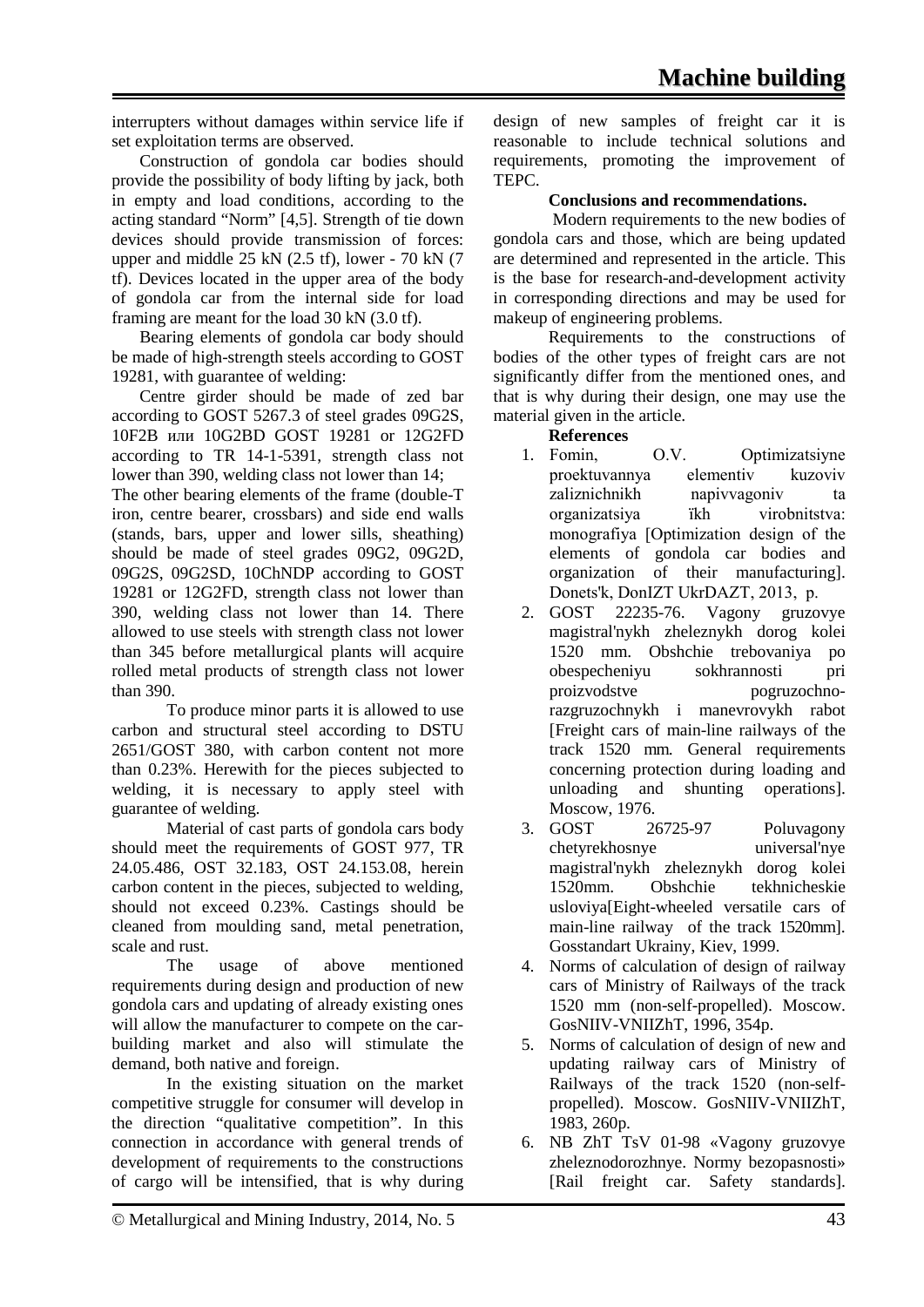interrupters without damages within service life if set exploitation terms are observed.

Construction of gondola car bodies should provide the possibility of body lifting by jack, both in empty and load conditions, according to the acting standard "Norm" [4,5]. Strength of tie down devices should provide transmission of forces: upper and middle 25 kN (2.5 tf), lower - 70 kN (7 tf). Devices located in the upper area of the body of gondola car from the internal side for load framing are meant for the load 30 kN (3.0 tf).

Bearing elements of gondola car body should be made of high-strength steels according to GOST 19281, with guarantee of welding:

Centre girder should be made of zed bar according to GOST 5267.3 of steel grades 09G2S, 10F2B или 10G2BD GOST 19281 or 12G2FD according to TR 14-1-5391, strength class not lower than 390, welding class not lower than 14;

The other bearing elements of the frame (double-T iron, centre bearer, crossbars) and side end walls (stands, bars, upper and lower sills, sheathing) should be made of steel grades 09G2, 09G2D, 09G2S, 09G2SD, 10ChNDP according to GOST 19281 or 12G2FD, strength class not lower than 390, welding class not lower than 14. There allowed to use steels with strength class not lower than 345 before metallurgical plants will acquire rolled metal products of strength class not lower than 390.

To produce minor parts it is allowed to use carbon and structural steel according to DSTU 2651/GOST 380, with carbon content not more than 0.23%. Herewith for the pieces subjected to welding, it is necessary to apply steel with guarantee of welding.

Material of cast parts of gondola cars body should meet the requirements of GOST 977, TR 24.05.486, OST 32.183, OST 24.153.08, herein carbon content in the pieces, subjected to welding, should not exceed 0.23%. Castings should be cleaned from moulding sand, metal penetration, scale and rust.

The usage of above mentioned requirements during design and production of new gondola cars and updating of already existing ones will allow the manufacturer to compete on the car-building market and also will stimulate the demand, both native and foreign.

In the existing situation on the market competitive struggle for consumer will develop in the direction "qualitative competition". In this connection in accordance with general trends of development of requirements to the constructions of cargo will be intensified, that is why during design of new samples of freight car it is reasonable to include technical solutions and requirements, promoting the improvement of TEPC.

**Conclusions and recommendations.**

Modern requirements to the new bodies of gondola cars and those, which are being updated are determined and represented in the article. This is the base for research-and-development activity in corresponding directions and may be used for makeup of engineering problems.

Requirements to the constructions of bodies of the other types of freight cars are not significantly differ from the mentioned ones, and that is why during their design, one may use the material given in the article.

**References**

1. Fomin, O.V. Optimizatsiyne proektuvannya elementiv kuzoviv zaliznichnikh napivvagoniv ta organizatsiya ïkh virobnitstva: monografiya [Optimization design of the elements of gondola car bodies and organization of their manufacturing]. Donets'k, DonIZT UkrDAZT, 2013, p.
2. GOST 22235-76. Vagony gruzovye magistral'nykh zheleznykh dorog kolei 1520 mm. Obshchie trebovaniya po obespecheniyu sokhrannosti pri proizvodstve pogruzochno-razgruzochnykh i manevrovykh rabot [Freight cars of main-line railways of the track 1520 mm. General requirements concerning protection during loading and unloading and shunting operations]. Moscow, 1976.
3. GOST 26725-97 Poluvagony chetyrekhosnye universal'nye magistral'nykh zheleznykh dorog kolei 1520mm. Obshchie tekhnicheskie usloviya[Eight-wheeled versatile cars of main-line railway of the track 1520mm]. Gosstandart Ukrainy, Kiev, 1999.
4. Norms of calculation of design of railway cars of Ministry of Railways of the track 1520 mm (non-self-propelled). Moscow. GosNIIV-VNIIZhT, 1996, 354p.
5. Norms of calculation of design of new and updating railway cars of Ministry of Railways of the track 1520 (non-self-propelled). Moscow. GosNIIV-VNIIZhT, 1983, 260p.
6. NB ZhT TsV 01-98 «Vagony gruzovye zheleznodorozhnye. Normy bezopasnosti» [Rail freight car. Safety standards].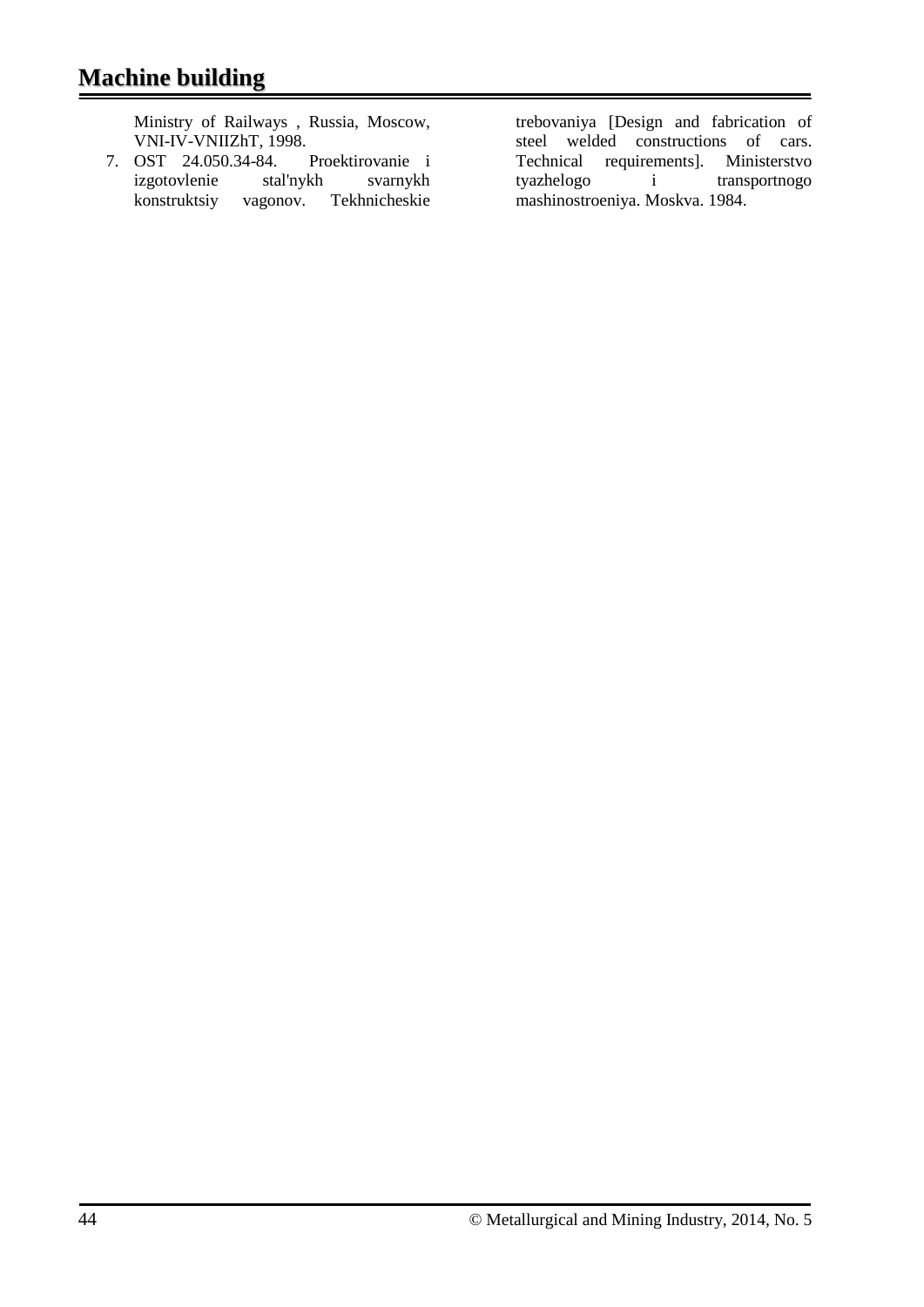Ministry of Railways , Russia, Moscow, VNI-IV-VNIIZhT, 1998.

7. OST 24.050.34-84. Proektirovanie i izgotovlenie stal'nykh svarnykh konstruktsiy vagonov. Tekhnicheskie trebovaniya [Design and fabrication of steel welded constructions of cars. Technical requirements]. Ministerstvo tyazhelogo i transportnogo mashinostroeniya. Moskva. 1984.